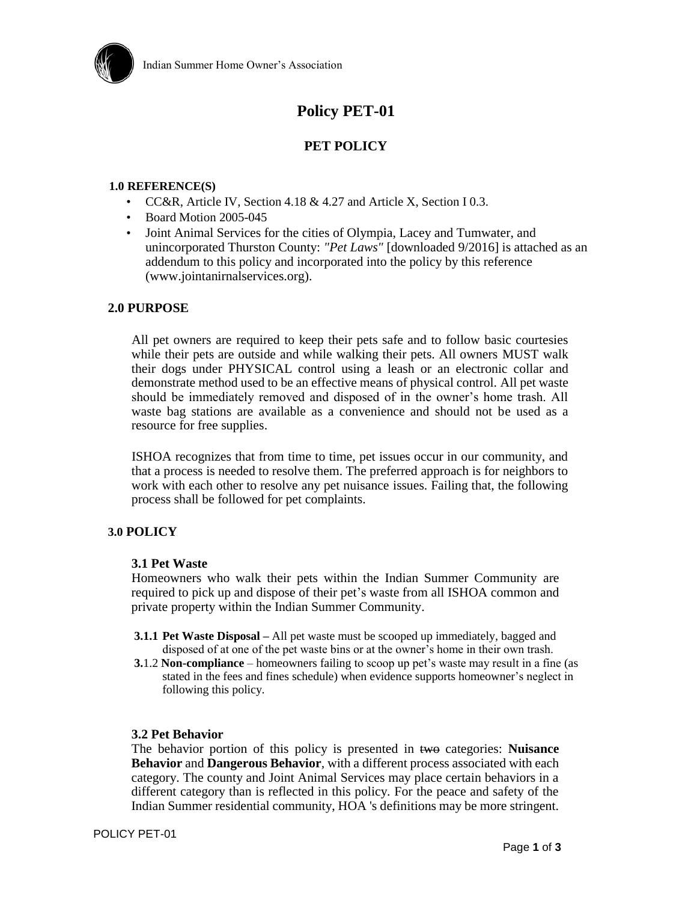# Policy PET-01

## PET POLICY

### 1.0 REFERENCE(S)

- CC&R, Article IV, Section 4.18 & 4.27 and Article X, Section I 0.3.
- Board Motion 2005-045
- Joint Animal Services for the cities of Olympia, Lacey and Tumwater, and unincorporated Thurston County: *"Pet Laws"* [downloaded 9/2016] is attached as an addendum to this policy and incorporated into the policy by this reference (www.jointanirnalservices.org).

### 2.0 PURPOSE

All pet owners are required to keep their pets safe and to follow basic courtesies while their pets are outside and while walking their pets. All owners MUST walk their dogs under PHYSICAL control using a leash or an electronic collar and demonstrate method used to be an effective means of physical control. All pet waste should be immediately removed and disposed of in the owner's home trash. All waste bag stations are available as a convenience and should not be used as a resource for free supplies.

ISHOA recognizes that from time to time, pet issues occur in our community, and that a process is needed to resolve them. The preferred approach is for neighbors to work with each other to resolve any pet nuisance issues. Failing that, the following process shall be followed for pet complaints.

### 3.0 POLICY

#### 3.1 Pet Waste

Homeowners who walk their pets within the Indian Summer Community are required to pick up and dispose of their pet's waste from all ISHOA common and private property within the Indian Summer Community.

**3.1.1 Pet Waste Disposal –** All pet waste must be scooped up immediately, bagged and disposed of at one of the pet waste bins or at the owner's home in their own trash.

**3.**1.2 **Non-compliance** – homeowners failing to scoop up pet's waste may result in a fine (as stated in the fees and fines schedule) when evidence supports homeowner's neglect in following this policy.

#### 3.2 Pet Behavior

The behavior portion of this policy is presented in ~~two~~ categories: **Nuisance Behavior** and **Dangerous Behavior**, with a different process associated with each category. The county and Joint Animal Services may place certain behaviors in a different category than is reflected in this policy. For the peace and safety of the Indian Summer residential community, HOA 's definitions may be more stringent.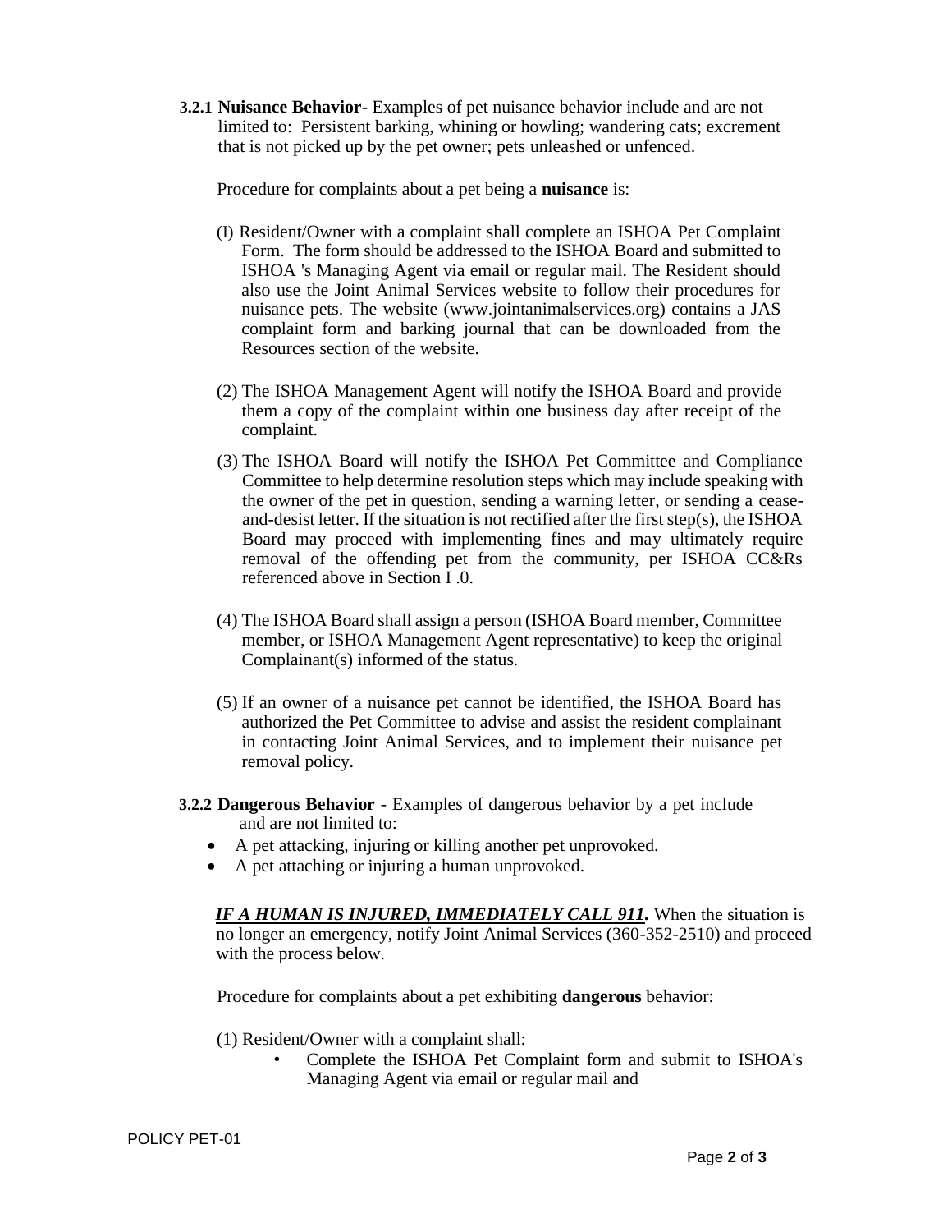**3.2.1 Nuisance Behavior-** Examples of pet nuisance behavior include and are not limited to: Persistent barking, whining or howling; wandering cats; excrement that is not picked up by the pet owner; pets unleashed or unfenced.

Procedure for complaints about a pet being a **nuisance** is:

(I) Resident/Owner with a complaint shall complete an ISHOA Pet Complaint Form. The form should be addressed to the ISHOA Board and submitted to ISHOA 's Managing Agent via email or regular mail. The Resident should also use the Joint Animal Services website to follow their procedures for nuisance pets. The website (www.jointanimalservices.org) contains a JAS complaint form and barking journal that can be downloaded from the Resources section of the website.

(2) The ISHOA Management Agent will notify the ISHOA Board and provide them a copy of the complaint within one business day after receipt of the complaint.

(3) The ISHOA Board will notify the ISHOA Pet Committee and Compliance Committee to help determine resolution steps which may include speaking with the owner of the pet in question, sending a warning letter, or sending a cease-and-desist letter. If the situation is not rectified after the first step(s), the ISHOA Board may proceed with implementing fines and may ultimately require removal of the offending pet from the community, per ISHOA CC&Rs referenced above in Section I .0.

(4) The ISHOA Board shall assign a person (ISHOA Board member, Committee member, or ISHOA Management Agent representative) to keep the original Complainant(s) informed of the status.

(5) If an owner of a nuisance pet cannot be identified, the ISHOA Board has authorized the Pet Committee to advise and assist the resident complainant in contacting Joint Animal Services, and to implement their nuisance pet removal policy.

**3.2.2 Dangerous Behavior** - Examples of dangerous behavior by a pet include and are not limited to:

- A pet attacking, injuring or killing another pet unprovoked.
- A pet attaching or injuring a human unprovoked.

***IF A HUMAN IS INJURED, IMMEDIATELY CALL 911.*** When the situation is no longer an emergency, notify Joint Animal Services (360-352-2510) and proceed with the process below.

Procedure for complaints about a pet exhibiting **dangerous** behavior:

(1) Resident/Owner with a complaint shall:

- Complete the ISHOA Pet Complaint form and submit to ISHOA's Managing Agent via email or regular mail and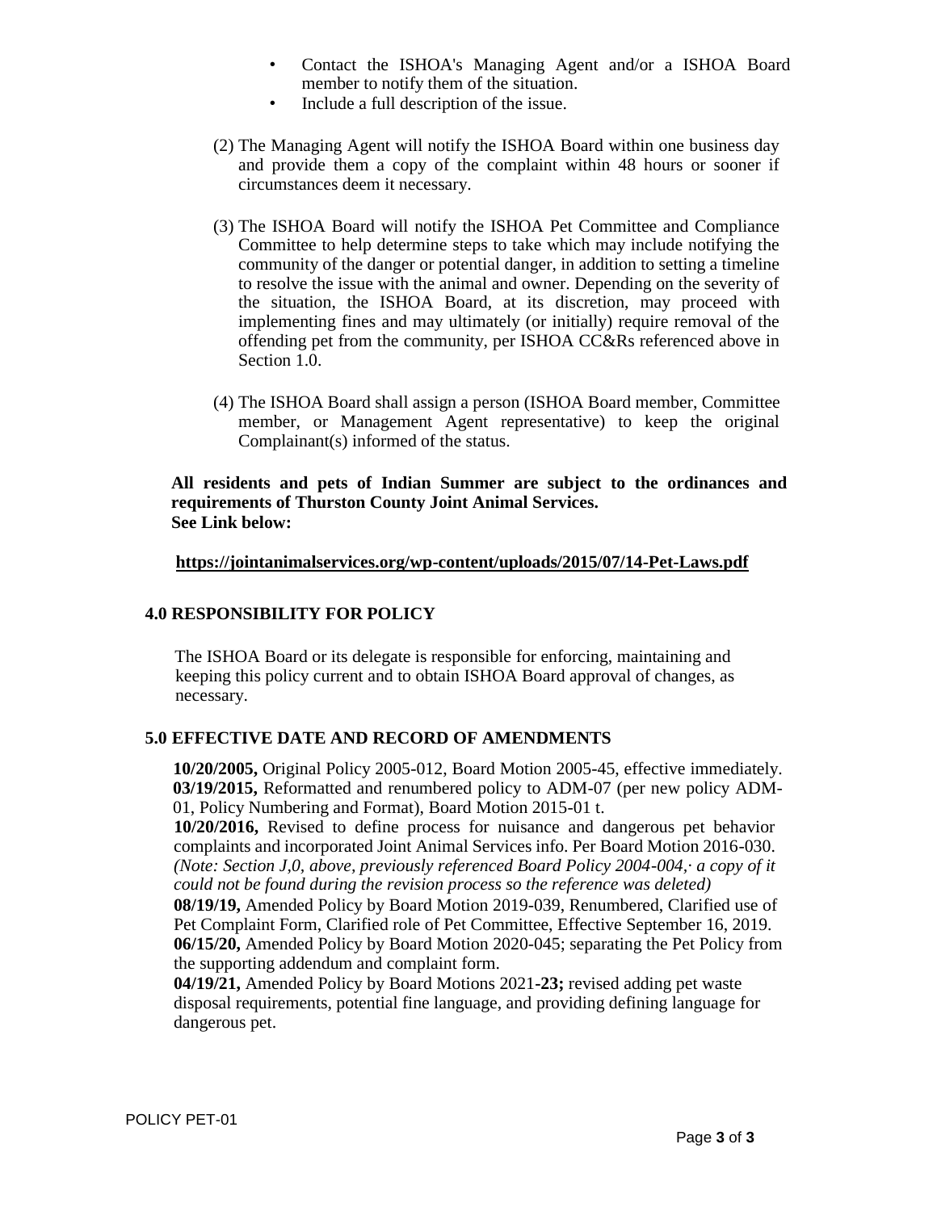- Contact the ISHOA's Managing Agent and/or a ISHOA Board member to notify them of the situation.
- Include a full description of the issue.

(2) The Managing Agent will notify the ISHOA Board within one business day and provide them a copy of the complaint within 48 hours or sooner if circumstances deem it necessary.

(3) The ISHOA Board will notify the ISHOA Pet Committee and Compliance Committee to help determine steps to take which may include notifying the community of the danger or potential danger, in addition to setting a timeline to resolve the issue with the animal and owner. Depending on the severity of the situation, the ISHOA Board, at its discretion, may proceed with implementing fines and may ultimately (or initially) require removal of the offending pet from the community, per ISHOA CC&Rs referenced above in Section 1.0.

(4) The ISHOA Board shall assign a person (ISHOA Board member, Committee member, or Management Agent representative) to keep the original Complainant(s) informed of the status.

**All residents and pets of Indian Summer are subject to the ordinances and requirements of Thurston County Joint Animal Services.**
**See Link below:**

**https://jointanimalservices.org/wp-content/uploads/2015/07/14-Pet-Laws.pdf**

## 4.0 RESPONSIBILITY FOR POLICY

The ISHOA Board or its delegate is responsible for enforcing, maintaining and keeping this policy current and to obtain ISHOA Board approval of changes, as necessary.

## 5.0 EFFECTIVE DATE AND RECORD OF AMENDMENTS

**10/20/2005,** Original Policy 2005-012, Board Motion 2005-45, effective immediately.
**03/19/2015,** Reformatted and renumbered policy to ADM-07 (per new policy ADM-01, Policy Numbering and Format), Board Motion 2015-01 t.
**10/20/2016,** Revised to define process for nuisance and dangerous pet behavior complaints and incorporated Joint Animal Services info. Per Board Motion 2016-030. *(Note: Section J,0, above, previously referenced Board Policy 2004-004,· a copy of it could not be found during the revision process so the reference was deleted)*
**08/19/19,** Amended Policy by Board Motion 2019-039, Renumbered, Clarified use of Pet Complaint Form, Clarified role of Pet Committee, Effective September 16, 2019.
**06/15/20,** Amended Policy by Board Motion 2020-045; separating the Pet Policy from the supporting addendum and complaint form.
**04/19/21,** Amended Policy by Board Motions 2021**-23;** revised adding pet waste disposal requirements, potential fine language, and providing defining language for dangerous pet.

POLICY PET-01